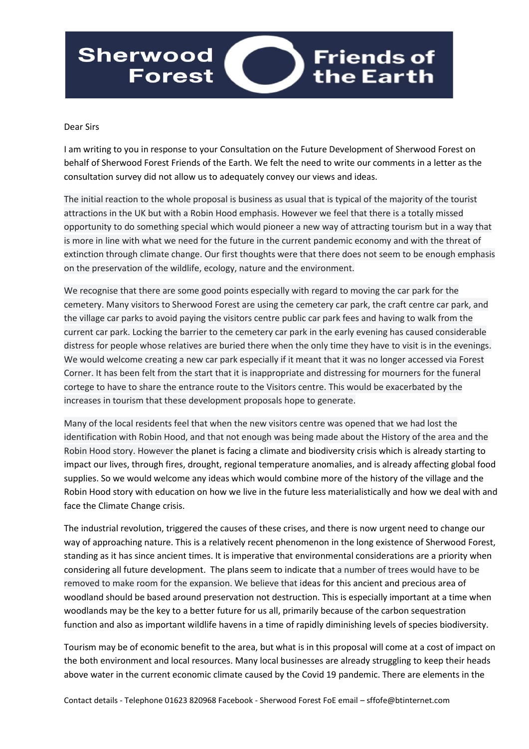Sherwood Forest Friends of the Earth

Dear Sirs

I am writing to you in response to your Consultation on the Future Development of Sherwood Forest on behalf of Sherwood Forest Friends of the Earth. We felt the need to write our comments in a letter as the consultation survey did not allow us to adequately convey our views and ideas.

The initial reaction to the whole proposal is business as usual that is typical of the majority of the tourist attractions in the UK but with a Robin Hood emphasis. However we feel that there is a totally missed opportunity to do something special which would pioneer a new way of attracting tourism but in a way that is more in line with what we need for the future in the current pandemic economy and with the threat of extinction through climate change. Our first thoughts were that there does not seem to be enough emphasis on the preservation of the wildlife, ecology, nature and the environment.

We recognise that there are some good points especially with regard to moving the car park for the cemetery. Many visitors to Sherwood Forest are using the cemetery car park, the craft centre car park, and the village car parks to avoid paying the visitors centre public car park fees and having to walk from the current car park. Locking the barrier to the cemetery car park in the early evening has caused considerable distress for people whose relatives are buried there when the only time they have to visit is in the evenings. We would welcome creating a new car park especially if it meant that it was no longer accessed via Forest Corner. It has been felt from the start that it is inappropriate and distressing for mourners for the funeral cortege to have to share the entrance route to the Visitors centre. This would be exacerbated by the increases in tourism that these development proposals hope to generate.

Many of the local residents feel that when the new visitors centre was opened that we had lost the identification with Robin Hood, and that not enough was being made about the History of the area and the Robin Hood story. However the planet is facing a climate and biodiversity crisis which is already starting to impact our lives, through fires, drought, regional temperature anomalies, and is already affecting global food supplies. So we would welcome any ideas which would combine more of the history of the village and the Robin Hood story with education on how we live in the future less materialistically and how we deal with and face the Climate Change crisis.

The industrial revolution, triggered the causes of these crises, and there is now urgent need to change our way of approaching nature. This is a relatively recent phenomenon in the long existence of Sherwood Forest, standing as it has since ancient times. It is imperative that environmental considerations are a priority when considering all future development. The plans seem to indicate that a number of trees would have to be removed to make room for the expansion. We believe that ideas for this ancient and precious area of woodland should be based around preservation not destruction. This is especially important at a time when woodlands may be the key to a better future for us all, primarily because of the carbon sequestration function and also as important wildlife havens in a time of rapidly diminishing levels of species biodiversity.

Tourism may be of economic benefit to the area, but what is in this proposal will come at a cost of impact on the both environment and local resources. Many local businesses are already struggling to keep their heads above water in the current economic climate caused by the Covid 19 pandemic. There are elements in the

Contact details - Telephone 01623 820968 Facebook - Sherwood Forest FoE email – sffofe@btinternet.com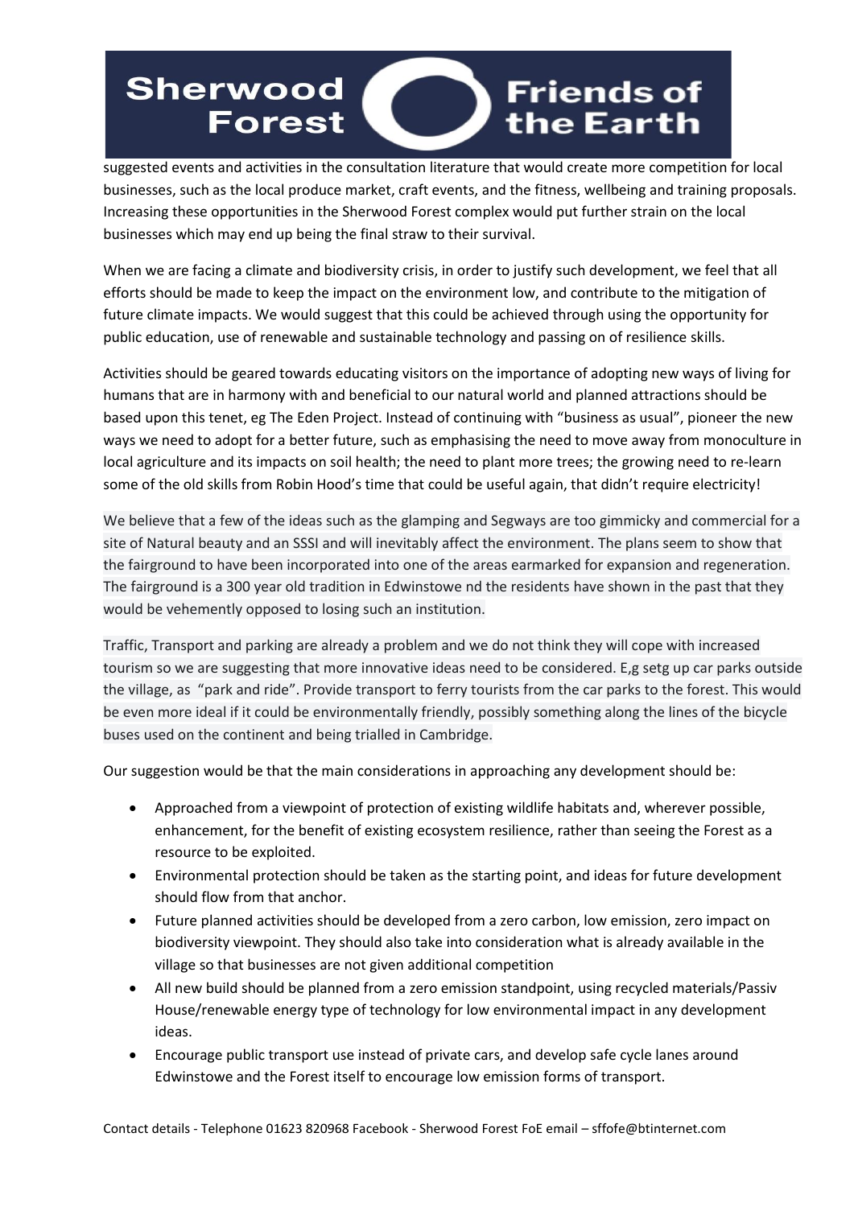suggested events and activities in the consultation literature that would create more competition for local businesses, such as the local produce market, craft events, and the fitness, wellbeing and training proposals. Increasing these opportunities in the Sherwood Forest complex would put further strain on the local businesses which may end up being the final straw to their survival.

When we are facing a climate and biodiversity crisis, in order to justify such development, we feel that all efforts should be made to keep the impact on the environment low, and contribute to the mitigation of future climate impacts. We would suggest that this could be achieved through using the opportunity for public education, use of renewable and sustainable technology and passing on of resilience skills.

Activities should be geared towards educating visitors on the importance of adopting new ways of living for humans that are in harmony with and beneficial to our natural world and planned attractions should be based upon this tenet, eg The Eden Project. Instead of continuing with "business as usual", pioneer the new ways we need to adopt for a better future, such as emphasising the need to move away from monoculture in local agriculture and its impacts on soil health; the need to plant more trees; the growing need to re-learn some of the old skills from Robin Hood's time that could be useful again, that didn't require electricity!

We believe that a few of the ideas such as the glamping and Segways are too gimmicky and commercial for a site of Natural beauty and an SSSI and will inevitably affect the environment. The plans seem to show that the fairground to have been incorporated into one of the areas earmarked for expansion and regeneration. The fairground is a 300 year old tradition in Edwinstowe nd the residents have shown in the past that they would be vehemently opposed to losing such an institution.

Traffic, Transport and parking are already a problem and we do not think they will cope with increased tourism so we are suggesting that more innovative ideas need to be considered. E,g setg up car parks outside the village, as "park and ride". Provide transport to ferry tourists from the car parks to the forest. This would be even more ideal if it could be environmentally friendly, possibly something along the lines of the bicycle buses used on the continent and being trialled in Cambridge.

Our suggestion would be that the main considerations in approaching any development should be:

- Approached from a viewpoint of protection of existing wildlife habitats and, wherever possible, enhancement, for the benefit of existing ecosystem resilience, rather than seeing the Forest as a resource to be exploited.
- Environmental protection should be taken as the starting point, and ideas for future development should flow from that anchor.
- Future planned activities should be developed from a zero carbon, low emission, zero impact on biodiversity viewpoint. They should also take into consideration what is already available in the village so that businesses are not given additional competition
- All new build should be planned from a zero emission standpoint, using recycled materials/Passiv House/renewable energy type of technology for low environmental impact in any development ideas.
- Encourage public transport use instead of private cars, and develop safe cycle lanes around Edwinstowe and the Forest itself to encourage low emission forms of transport.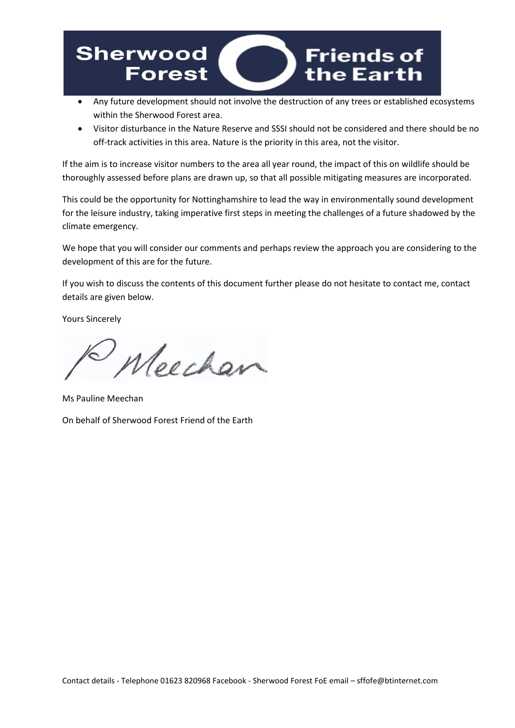- Any future development should not involve the destruction of any trees or established ecosystems within the Sherwood Forest area.
- Visitor disturbance in the Nature Reserve and SSSI should not be considered and there should be no off-track activities in this area. Nature is the priority in this area, not the visitor.

If the aim is to increase visitor numbers to the area all year round, the impact of this on wildlife should be thoroughly assessed before plans are drawn up, so that all possible mitigating measures are incorporated.

This could be the opportunity for Nottinghamshire to lead the way in environmentally sound development for the leisure industry, taking imperative first steps in meeting the challenges of a future shadowed by the climate emergency.

We hope that you will consider our comments and perhaps review the approach you are considering to the development of this are for the future.

If you wish to discuss the contents of this document further please do not hesitate to contact me, contact details are given below.

Yours Sincerely

P Meechan

Ms Pauline Meechan

On behalf of Sherwood Forest Friend of the Earth

Contact details - Telephone 01623 820968 Facebook - Sherwood Forest FoE email – sffofe@btinternet.com